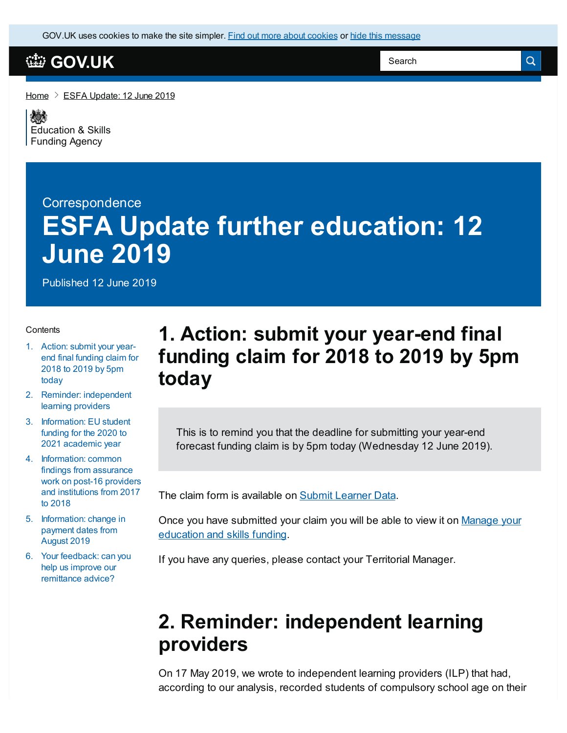GOV.UK uses cookies to make the site simpler. [Find out more about cookies] or [hide this message]

GOV.UK

Home > ESFA Update: 12 June 2019

Education & Skills Funding Agency

Correspondence

# ESFA Update further education: 12 June 2019

Published 12 June 2019

Contents

1. Action: submit your year-end final funding claim for 2018 to 2019 by 5pm today
2. Reminder: independent learning providers
3. Information: EU student funding for the 2020 to 2021 academic year
4. Information: common findings from assurance work on post-16 providers and institutions from 2017 to 2018
5. Information: change in payment dates from August 2019
6. Your feedback: can you help us improve our remittance advice?

## 1. Action: submit your year-end final funding claim for 2018 to 2019 by 5pm today

This is to remind you that the deadline for submitting your year-end forecast funding claim is by 5pm today (Wednesday 12 June 2019).

The claim form is available on Submit Learner Data.

Once you have submitted your claim you will be able to view it on Manage your education and skills funding.

If you have any queries, please contact your Territorial Manager.

## 2. Reminder: independent learning providers

On 17 May 2019, we wrote to independent learning providers (ILP) that had, according to our analysis, recorded students of compulsory school age on their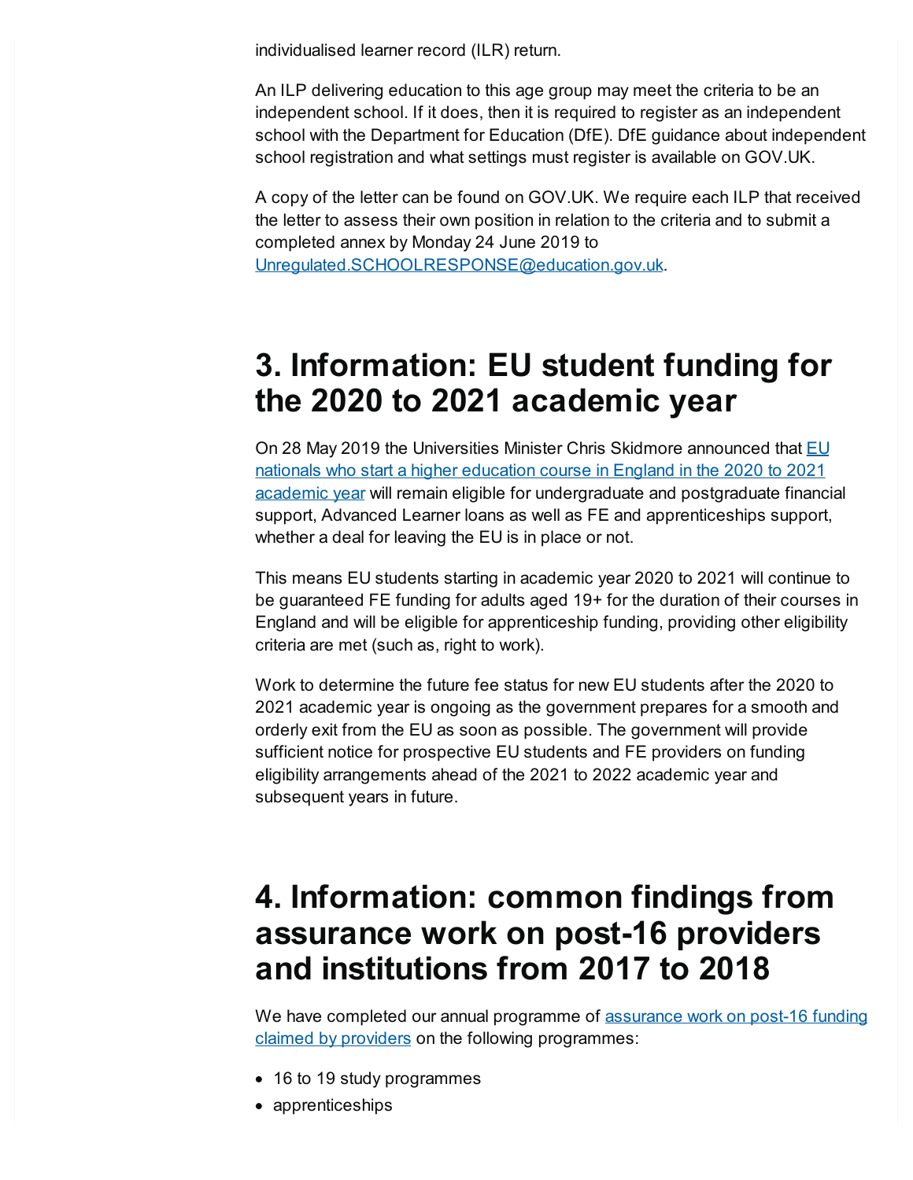individualised learner record (ILR) return.

An ILP delivering education to this age group may meet the criteria to be an independent school. If it does, then it is required to register as an independent school with the Department for Education (DfE). DfE guidance about independent school registration and what settings must register is available on GOV.UK.

A copy of the letter can be found on GOV.UK. We require each ILP that received the letter to assess their own position in relation to the criteria and to submit a completed annex by Monday 24 June 2019 to Unregulated.SCHOOLRESPONSE@education.gov.uk.

# 3. Information: EU student funding for the 2020 to 2021 academic year

On 28 May 2019 the Universities Minister Chris Skidmore announced that EU nationals who start a higher education course in England in the 2020 to 2021 academic year will remain eligible for undergraduate and postgraduate financial support, Advanced Learner loans as well as FE and apprenticeships support, whether a deal for leaving the EU is in place or not.

This means EU students starting in academic year 2020 to 2021 will continue to be guaranteed FE funding for adults aged 19+ for the duration of their courses in England and will be eligible for apprenticeship funding, providing other eligibility criteria are met (such as, right to work).

Work to determine the future fee status for new EU students after the 2020 to 2021 academic year is ongoing as the government prepares for a smooth and orderly exit from the EU as soon as possible. The government will provide sufficient notice for prospective EU students and FE providers on funding eligibility arrangements ahead of the 2021 to 2022 academic year and subsequent years in future.

# 4. Information: common findings from assurance work on post-16 providers and institutions from 2017 to 2018

We have completed our annual programme of assurance work on post-16 funding claimed by providers on the following programmes:

- 16 to 19 study programmes
- apprenticeships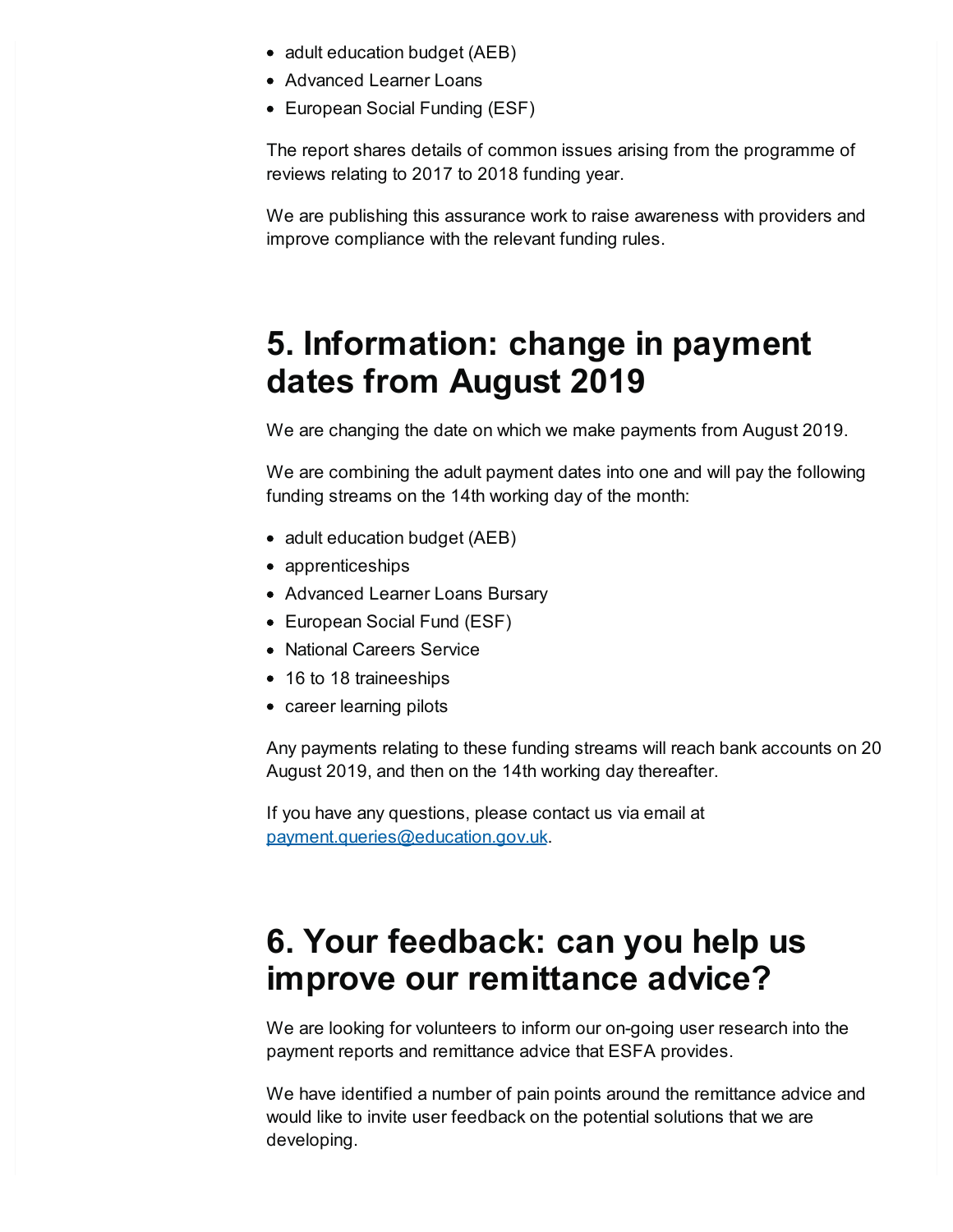- adult education budget (AEB)
- Advanced Learner Loans
- European Social Funding (ESF)

The report shares details of common issues arising from the programme of reviews relating to 2017 to 2018 funding year.

We are publishing this assurance work to raise awareness with providers and improve compliance with the relevant funding rules.

## 5. Information: change in payment dates from August 2019

We are changing the date on which we make payments from August 2019.

We are combining the adult payment dates into one and will pay the following funding streams on the 14th working day of the month:

- adult education budget (AEB)
- apprenticeships
- Advanced Learner Loans Bursary
- European Social Fund (ESF)
- National Careers Service
- 16 to 18 traineeships
- career learning pilots

Any payments relating to these funding streams will reach bank accounts on 20 August 2019, and then on the 14th working day thereafter.

If you have any questions, please contact us via email at [payment.queries@education.gov.uk](mailto:payment.queries@education.gov.uk).

## 6. Your feedback: can you help us improve our remittance advice?

We are looking for volunteers to inform our on-going user research into the payment reports and remittance advice that ESFA provides.

We have identified a number of pain points around the remittance advice and would like to invite user feedback on the potential solutions that we are developing.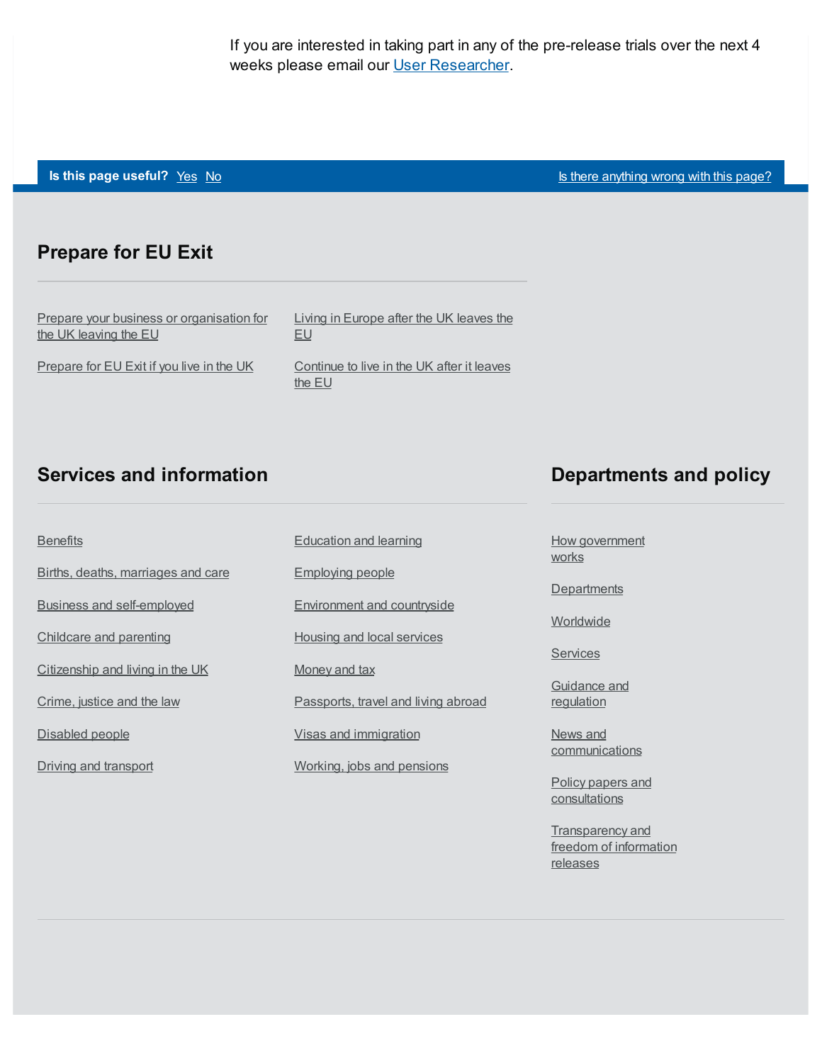If you are interested in taking part in any of the pre-release trials over the next 4 weeks please email our User Researcher.

**Is this page useful?** Yes No

Is there anything wrong with this page?

## Prepare for EU Exit

- Prepare your business or organisation for the UK leaving the EU
- Prepare for EU Exit if you live in the UK
- Living in Europe after the UK leaves the EU
- Continue to live in the UK after it leaves the EU

## Services and information

- Benefits
- Births, deaths, marriages and care
- Business and self-employed
- Childcare and parenting
- Citizenship and living in the UK
- Crime, justice and the law
- Disabled people
- Driving and transport
- Education and learning
- Employing people
- Environment and countryside
- Housing and local services
- Money and tax
- Passports, travel and living abroad
- Visas and immigration
- Working, jobs and pensions

## Departments and policy

- How government works
- Departments
- Worldwide
- Services
- Guidance and regulation
- News and communications
- Policy papers and consultations
- Transparency and freedom of information releases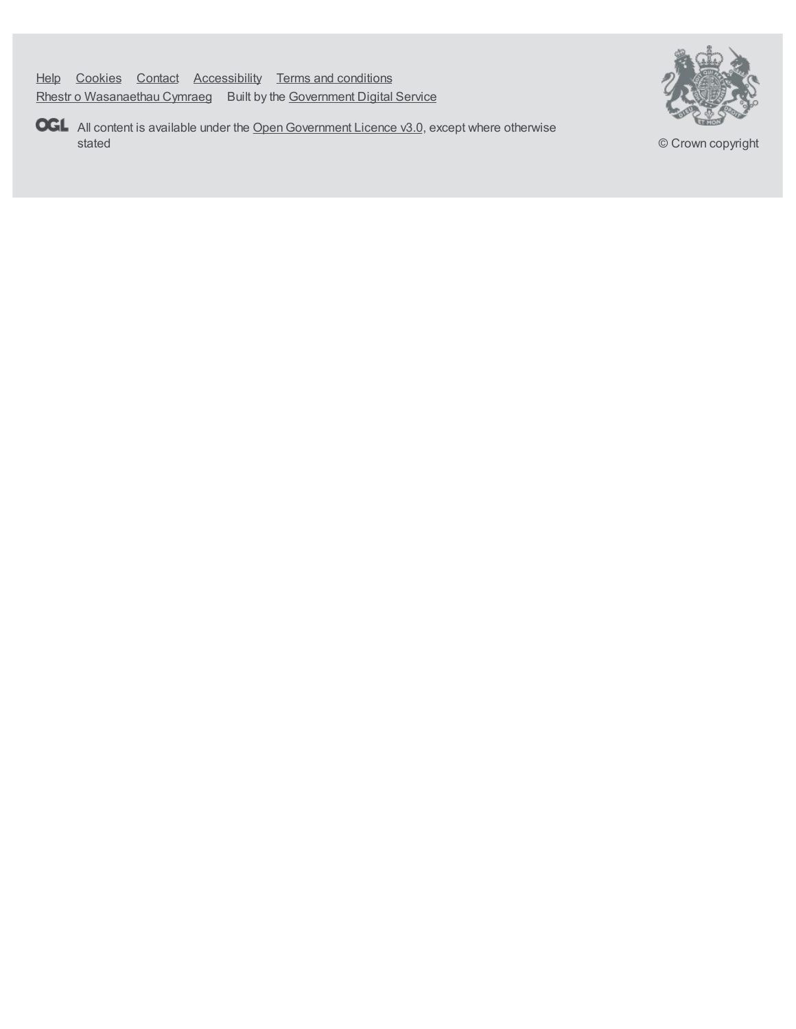Help Cookies Contact Accessibility Terms and conditions
Rhestr o Wasanaethau Cymraeg Built by the Government Digital Service

OGL All content is available under the Open Government Licence v3.0, except where otherwise stated

© Crown copyright